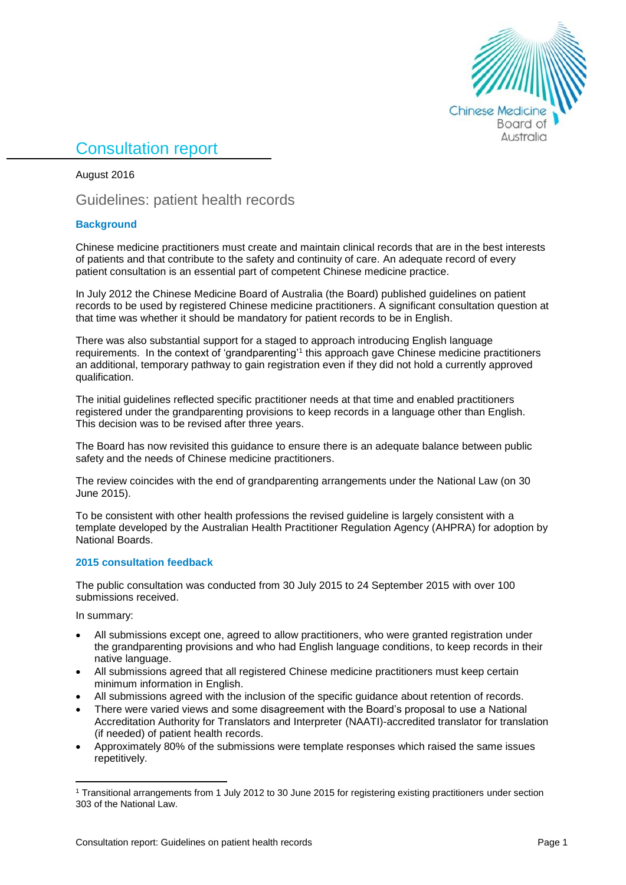# Consultation report

August 2016

## Guidelines: patient health records

### Background

Chinese medicine practitioners must create and maintain clinical records that are in the best interests of patients and that contribute to the safety and continuity of care. An adequate record of every patient consultation is an essential part of competent Chinese medicine practice.

In July 2012 the Chinese Medicine Board of Australia (the Board) published guidelines on patient records to be used by registered Chinese medicine practitioners. A significant consultation question at that time was whether it should be mandatory for patient records to be in English.

There was also substantial support for a staged to approach introducing English language requirements. In the context of 'grandparenting'[1] this approach gave Chinese medicine practitioners an additional, temporary pathway to gain registration even if they did not hold a currently approved qualification.

The initial guidelines reflected specific practitioner needs at that time and enabled practitioners registered under the grandparenting provisions to keep records in a language other than English. This decision was to be revised after three years.

The Board has now revisited this guidance to ensure there is an adequate balance between public safety and the needs of Chinese medicine practitioners.

The review coincides with the end of grandparenting arrangements under the National Law (on 30 June 2015).

To be consistent with other health professions the revised guideline is largely consistent with a template developed by the Australian Health Practitioner Regulation Agency (AHPRA) for adoption by National Boards.

### 2015 consultation feedback

The public consultation was conducted from 30 July 2015 to 24 September 2015 with over 100 submissions received.

In summary:

- All submissions except one, agreed to allow practitioners, who were granted registration under the grandparenting provisions and who had English language conditions, to keep records in their native language.
- All submissions agreed that all registered Chinese medicine practitioners must keep certain minimum information in English.
- All submissions agreed with the inclusion of the specific guidance about retention of records.
- There were varied views and some disagreement with the Board's proposal to use a National Accreditation Authority for Translators and Interpreter (NAATI)-accredited translator for translation (if needed) of patient health records.
- Approximately 80% of the submissions were template responses which raised the same issues repetitively.

[1] Transitional arrangements from 1 July 2012 to 30 June 2015 for registering existing practitioners under section 303 of the National Law.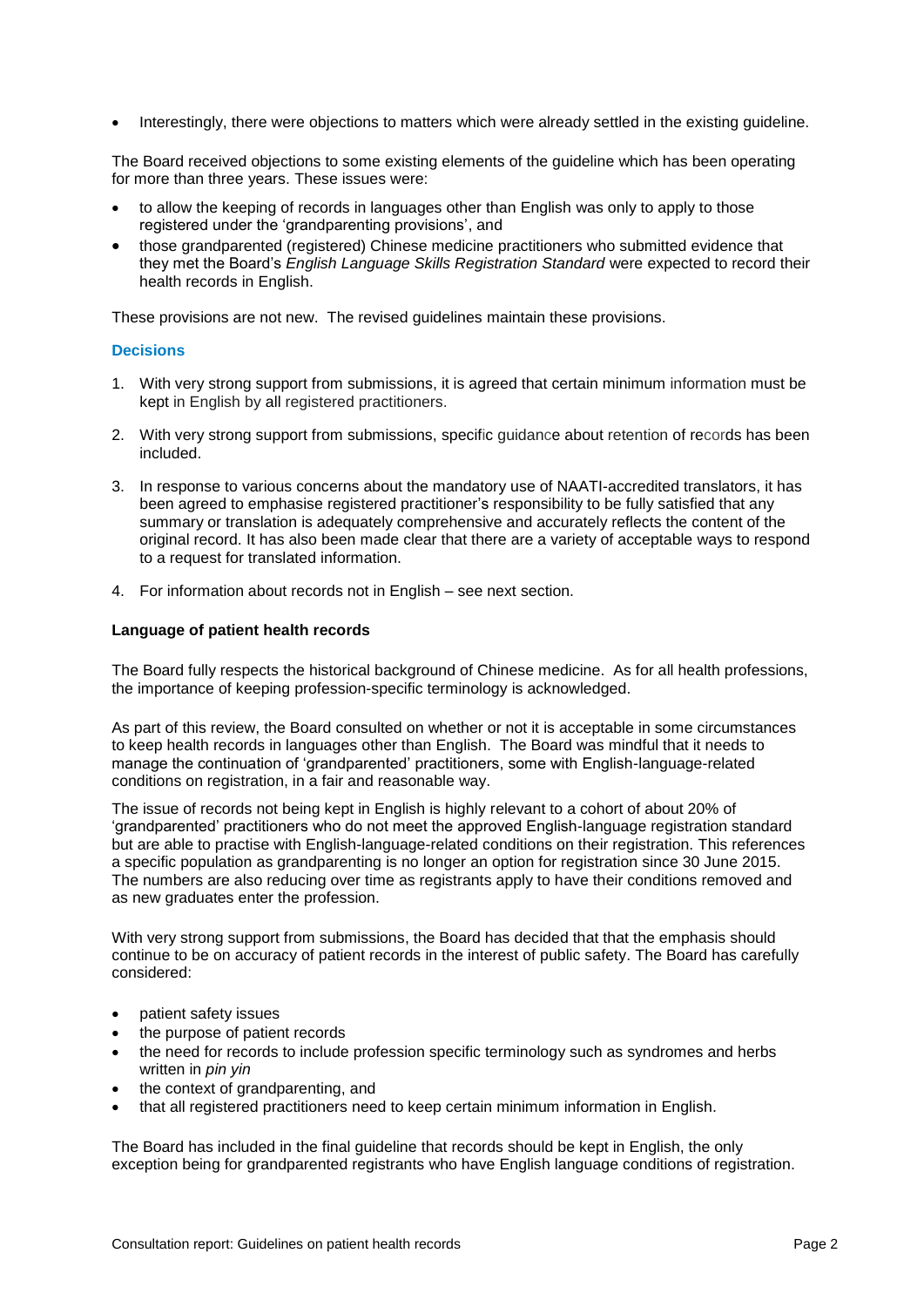- Interestingly, there were objections to matters which were already settled in the existing guideline.

The Board received objections to some existing elements of the guideline which has been operating for more than three years. These issues were:

- to allow the keeping of records in languages other than English was only to apply to those registered under the 'grandparenting provisions', and
- those grandparented (registered) Chinese medicine practitioners who submitted evidence that they met the Board's *English Language Skills Registration Standard* were expected to record their health records in English.

These provisions are not new. The revised guidelines maintain these provisions.

### Decisions

1. With very strong support from submissions, it is agreed that certain minimum information must be kept in English by all registered practitioners.
2. With very strong support from submissions, specific guidance about retention of records has been included.
3. In response to various concerns about the mandatory use of NAATI-accredited translators, it has been agreed to emphasise registered practitioner's responsibility to be fully satisfied that any summary or translation is adequately comprehensive and accurately reflects the content of the original record. It has also been made clear that there are a variety of acceptable ways to respond to a request for translated information.
4. For information about records not in English – see next section.

**Language of patient health records**

The Board fully respects the historical background of Chinese medicine. As for all health professions, the importance of keeping profession-specific terminology is acknowledged.

As part of this review, the Board consulted on whether or not it is acceptable in some circumstances to keep health records in languages other than English. The Board was mindful that it needs to manage the continuation of 'grandparented' practitioners, some with English-language-related conditions on registration, in a fair and reasonable way.

The issue of records not being kept in English is highly relevant to a cohort of about 20% of 'grandparented' practitioners who do not meet the approved English-language registration standard but are able to practise with English-language-related conditions on their registration. This references a specific population as grandparenting is no longer an option for registration since 30 June 2015. The numbers are also reducing over time as registrants apply to have their conditions removed and as new graduates enter the profession.

With very strong support from submissions, the Board has decided that that the emphasis should continue to be on accuracy of patient records in the interest of public safety. The Board has carefully considered:

- patient safety issues
- the purpose of patient records
- the need for records to include profession specific terminology such as syndromes and herbs written in *pin yin*
- the context of grandparenting, and
- that all registered practitioners need to keep certain minimum information in English.

The Board has included in the final guideline that records should be kept in English, the only exception being for grandparented registrants who have English language conditions of registration.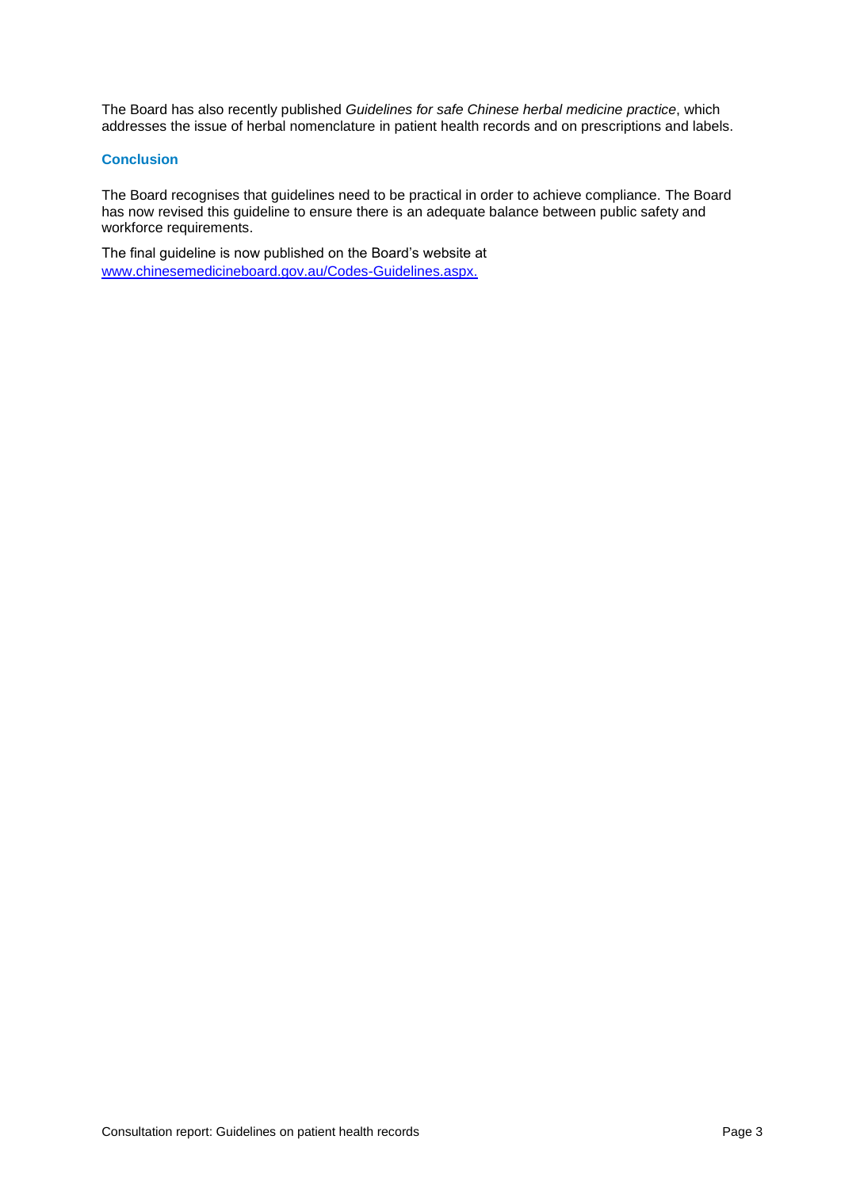The Board has also recently published *Guidelines for safe Chinese herbal medicine practice*, which addresses the issue of herbal nomenclature in patient health records and on prescriptions and labels.

## Conclusion

The Board recognises that guidelines need to be practical in order to achieve compliance. The Board has now revised this guideline to ensure there is an adequate balance between public safety and workforce requirements.

The final guideline is now published on the Board's website at [www.chinesemedicineboard.gov.au/Codes-Guidelines.aspx.](http://www.chinesemedicineboard.gov.au/Codes-Guidelines.aspx)